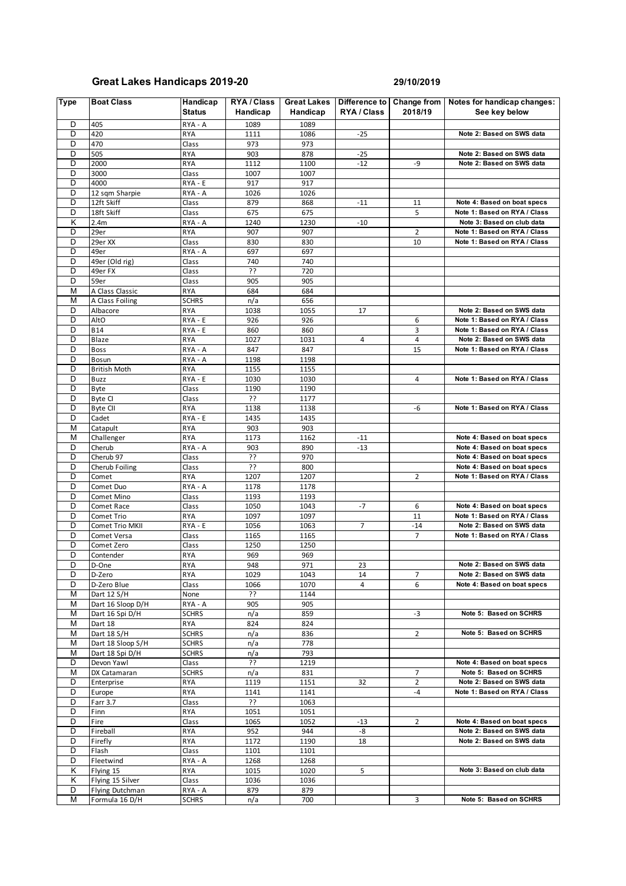# Great Lakes Handicaps 2019-20

29/10/2019

| Type | Boat Class | Handicap Status | RYA / Class Handicap | Great Lakes Handicap | Difference to RYA / Class | Change from 2018/19 | Notes for handicap changes: See key below |
|---|---|---|---|---|---|---|---|
| D | 405 | RYA - A | 1089 | 1089 | | | |
| D | 420 | RYA | 1111 | 1086 | -25 | | Note 2: Based on SWS data |
| D | 470 | Class | 973 | 973 | | | |
| D | 505 | RYA | 903 | 878 | -25 | | Note 2: Based on SWS data |
| D | 2000 | RYA | 1112 | 1100 | -12 | -9 | Note 2: Based on SWS data |
| D | 3000 | Class | 1007 | 1007 | | | |
| D | 4000 | RYA - E | 917 | 917 | | | |
| D | 12 sqm Sharpie | RYA - A | 1026 | 1026 | | | |
| D | 12ft Skiff | Class | 879 | 868 | -11 | 11 | Note 4: Based on boat specs |
| D | 18ft Skiff | Class | 675 | 675 | | 5 | Note 1: Based on RYA / Class |
| K | 2.4m | RYA - A | 1240 | 1230 | -10 | | Note 3: Based on club data |
| D | 29er | RYA | 907 | 907 | | 2 | Note 1: Based on RYA / Class |
| D | 29er XX | Class | 830 | 830 | | 10 | Note 1: Based on RYA / Class |
| D | 49er | RYA - A | 697 | 697 | | | |
| D | 49er (Old rig) | Class | 740 | 740 | | | |
| D | 49er FX | Class | ?? | 720 | | | |
| D | 59er | Class | 905 | 905 | | | |
| M | A Class Classic | RYA | 684 | 684 | | | |
| M | A Class Foiling | SCHRS | n/a | 656 | | | |
| D | Albacore | RYA | 1038 | 1055 | 17 | | Note 2: Based on SWS data |
| D | AltO | RYA - E | 926 | 926 | | 6 | Note 1: Based on RYA / Class |
| D | B14 | RYA - E | 860 | 860 | | 3 | Note 1: Based on RYA / Class |
| D | Blaze | RYA | 1027 | 1031 | 4 | 4 | Note 2: Based on SWS data |
| D | Boss | RYA - A | 847 | 847 | | 15 | Note 1: Based on RYA / Class |
| D | Bosun | RYA - A | 1198 | 1198 | | | |
| D | British Moth | RYA | 1155 | 1155 | | | |
| D | Buzz | RYA - E | 1030 | 1030 | | 4 | Note 1: Based on RYA / Class |
| D | Byte | Class | 1190 | 1190 | | | |
| D | Byte CI | Class | ?? | 1177 | | | |
| D | Byte CII | RYA | 1138 | 1138 | | -6 | Note 1: Based on RYA / Class |
| D | Cadet | RYA - E | 1435 | 1435 | | | |
| M | Catapult | RYA | 903 | 903 | | | |
| M | Challenger | RYA | 1173 | 1162 | -11 | | Note 4: Based on boat specs |
| D | Cherub | RYA - A | 903 | 890 | -13 | | Note 4: Based on boat specs |
| D | Cherub 97 | Class | ?? | 970 | | | Note 4: Based on boat specs |
| D | Cherub Foiling | Class | ?? | 800 | | | Note 4: Based on boat specs |
| D | Comet | RYA | 1207 | 1207 | | 2 | Note 1: Based on RYA / Class |
| D | Comet Duo | RYA - A | 1178 | 1178 | | | |
| D | Comet Mino | Class | 1193 | 1193 | | | |
| D | Comet Race | Class | 1050 | 1043 | -7 | 6 | Note 4: Based on boat specs |
| D | Comet Trio | RYA | 1097 | 1097 | | 11 | Note 1: Based on RYA / Class |
| D | Comet Trio MKII | RYA - E | 1056 | 1063 | 7 | -14 | Note 2: Based on SWS data |
| D | Comet Versa | Class | 1165 | 1165 | | 7 | Note 1: Based on RYA / Class |
| D | Comet Zero | Class | 1250 | 1250 | | | |
| D | Contender | RYA | 969 | 969 | | | |
| D | D-One | RYA | 948 | 971 | 23 | | Note 2: Based on SWS data |
| D | D-Zero | RYA | 1029 | 1043 | 14 | 7 | Note 2: Based on SWS data |
| D | D-Zero Blue | Class | 1066 | 1070 | 4 | 6 | Note 4: Based on boat specs |
| M | Dart 12 S/H | None | ?? | 1144 | | | |
| M | Dart 16 Sloop D/H | RYA - A | 905 | 905 | | | |
| M | Dart 16 Spi D/H | SCHRS | n/a | 859 | | -3 | Note 5: Based on SCHRS |
| M | Dart 18 | RYA | 824 | 824 | | | |
| M | Dart 18 S/H | SCHRS | n/a | 836 | | 2 | Note 5: Based on SCHRS |
| M | Dart 18 Sloop S/H | SCHRS | n/a | 778 | | | |
| M | Dart 18 Spi D/H | SCHRS | n/a | 793 | | | |
| D | Devon Yawl | Class | ?? | 1219 | | | Note 4: Based on boat specs |
| M | DX Catamaran | SCHRS | n/a | 831 | | 7 | Note 5: Based on SCHRS |
| D | Enterprise | RYA | 1119 | 1151 | 32 | 2 | Note 2: Based on SWS data |
| D | Europe | RYA | 1141 | 1141 | | -4 | Note 1: Based on RYA / Class |
| D | Farr 3.7 | Class | ?? | 1063 | | | |
| D | Finn | RYA | 1051 | 1051 | | | |
| D | Fire | Class | 1065 | 1052 | -13 | 2 | Note 4: Based on boat specs |
| D | Fireball | RYA | 952 | 944 | -8 | | Note 2: Based on SWS data |
| D | Firefly | RYA | 1172 | 1190 | 18 | | Note 2: Based on SWS data |
| D | Flash | Class | 1101 | 1101 | | | |
| D | Fleetwind | RYA - A | 1268 | 1268 | | | |
| K | Flying 15 | RYA | 1015 | 1020 | 5 | | Note 3: Based on club data |
| K | Flying 15 Silver | Class | 1036 | 1036 | | | |
| D | Flying Dutchman | RYA - A | 879 | 879 | | | |
| M | Formula 16 D/H | SCHRS | n/a | 700 | | 3 | Note 5: Based on SCHRS |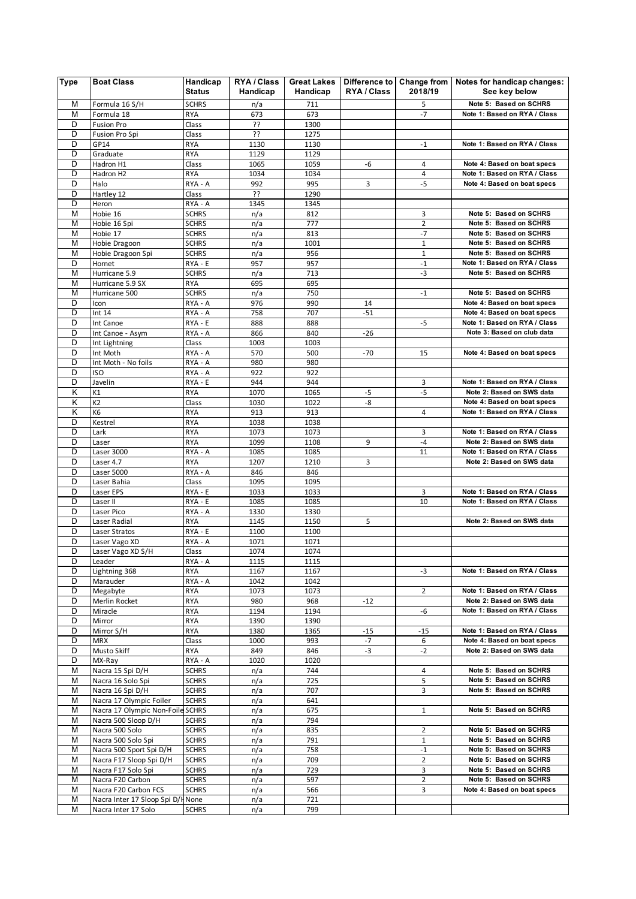| Type | Boat Class | Handicap Status | RYA / Class Handicap | Great Lakes Handicap | Difference to RYA / Class | Change from 2018/19 | Notes for handicap changes: See key below |
|---|---|---|---|---|---|---|---|
| M | Formula 16 S/H | SCHRS | n/a | 711 | | 5 | Note 5: Based on SCHRS |
| M | Formula 18 | RYA | 673 | 673 | | -7 | Note 1: Based on RYA / Class |
| D | Fusion Pro | Class | ?? | 1300 | | | |
| D | Fusion Pro Spi | Class | ?? | 1275 | | | |
| D | GP14 | RYA | 1130 | 1130 | | -1 | Note 1: Based on RYA / Class |
| D | Graduate | RYA | 1129 | 1129 | | | |
| D | Hadron H1 | Class | 1065 | 1059 | -6 | 4 | Note 4: Based on boat specs |
| D | Hadron H2 | RYA | 1034 | 1034 | | 4 | Note 1: Based on RYA / Class |
| D | Halo | RYA - A | 992 | 995 | 3 | -5 | Note 4: Based on boat specs |
| D | Hartley 12 | Class | ?? | 1290 | | | |
| D | Heron | RYA - A | 1345 | 1345 | | | |
| M | Hobie 16 | SCHRS | n/a | 812 | | 3 | Note 5: Based on SCHRS |
| M | Hobie 16 Spi | SCHRS | n/a | 777 | | 2 | Note 5: Based on SCHRS |
| M | Hobie 17 | SCHRS | n/a | 813 | | -7 | Note 5: Based on SCHRS |
| M | Hobie Dragoon | SCHRS | n/a | 1001 | | 1 | Note 5: Based on SCHRS |
| M | Hobie Dragoon Spi | SCHRS | n/a | 956 | | 1 | Note 5: Based on SCHRS |
| D | Hornet | RYA - E | 957 | 957 | | -1 | Note 1: Based on RYA / Class |
| M | Hurricane 5.9 | SCHRS | n/a | 713 | | -3 | Note 5: Based on SCHRS |
| M | Hurricane 5.9 SX | RYA | 695 | 695 | | | |
| M | Hurricane 500 | SCHRS | n/a | 750 | | -1 | Note 5: Based on SCHRS |
| D | Icon | RYA - A | 976 | 990 | 14 | | Note 4: Based on boat specs |
| D | Int 14 | RYA - A | 758 | 707 | -51 | | Note 4: Based on boat specs |
| D | Int Canoe | RYA - E | 888 | 888 | | -5 | Note 1: Based on RYA / Class |
| D | Int Canoe - Asym | RYA - A | 866 | 840 | -26 | | Note 3: Based on club data |
| D | Int Lightning | Class | 1003 | 1003 | | | |
| D | Int Moth | RYA - A | 570 | 500 | -70 | 15 | Note 4: Based on boat specs |
| D | Int Moth - No foils | RYA - A | 980 | 980 | | | |
| D | ISO | RYA - A | 922 | 922 | | | |
| D | Javelin | RYA - E | 944 | 944 | | 3 | Note 1: Based on RYA / Class |
| K | K1 | RYA | 1070 | 1065 | -5 | -5 | Note 2: Based on SWS data |
| K | K2 | Class | 1030 | 1022 | -8 | | Note 4: Based on boat specs |
| K | K6 | RYA | 913 | 913 | | 4 | Note 1: Based on RYA / Class |
| D | Kestrel | RYA | 1038 | 1038 | | | |
| D | Lark | RYA | 1073 | 1073 | | 3 | Note 1: Based on RYA / Class |
| D | Laser | RYA | 1099 | 1108 | 9 | -4 | Note 2: Based on SWS data |
| D | Laser 3000 | RYA - A | 1085 | 1085 | | 11 | Note 1: Based on RYA / Class |
| D | Laser 4.7 | RYA | 1207 | 1210 | 3 | | Note 2: Based on SWS data |
| D | Laser 5000 | RYA - A | 846 | 846 | | | |
| D | Laser Bahia | Class | 1095 | 1095 | | | |
| D | Laser EPS | RYA - E | 1033 | 1033 | | 3 | Note 1: Based on RYA / Class |
| D | Laser II | RYA - E | 1085 | 1085 | | 10 | Note 1: Based on RYA / Class |
| D | Laser Pico | RYA - A | 1330 | 1330 | | | |
| D | Laser Radial | RYA | 1145 | 1150 | 5 | | Note 2: Based on SWS data |
| D | Laser Stratos | RYA - E | 1100 | 1100 | | | |
| D | Laser Vago XD | RYA - A | 1071 | 1071 | | | |
| D | Laser Vago XD S/H | Class | 1074 | 1074 | | | |
| D | Leader | RYA - A | 1115 | 1115 | | | |
| D | Lightning 368 | RYA | 1167 | 1167 | | -3 | Note 1: Based on RYA / Class |
| D | Marauder | RYA - A | 1042 | 1042 | | | |
| D | Megabyte | RYA | 1073 | 1073 | | 2 | Note 1: Based on RYA / Class |
| D | Merlin Rocket | RYA | 980 | 968 | -12 | | Note 2: Based on SWS data |
| D | Miracle | RYA | 1194 | 1194 | | -6 | Note 1: Based on RYA / Class |
| D | Mirror | RYA | 1390 | 1390 | | | |
| D | Mirror S/H | RYA | 1380 | 1365 | -15 | -15 | Note 1: Based on RYA / Class |
| D | MRX | Class | 1000 | 993 | -7 | 6 | Note 4: Based on boat specs |
| D | Musto Skiff | RYA | 849 | 846 | -3 | -2 | Note 2: Based on SWS data |
| D | MX-Ray | RYA - A | 1020 | 1020 | | | |
| M | Nacra 15 Spi D/H | SCHRS | n/a | 744 | | 4 | Note 5: Based on SCHRS |
| M | Nacra 16 Solo Spi | SCHRS | n/a | 725 | | 5 | Note 5: Based on SCHRS |
| M | Nacra 16 Spi D/H | SCHRS | n/a | 707 | | 3 | Note 5: Based on SCHRS |
| M | Nacra 17 Olympic Foiler | SCHRS | n/a | 641 | | | |
| M | Nacra 17 Olympic Non-Foile | SCHRS | n/a | 675 | | 1 | Note 5: Based on SCHRS |
| M | Nacra 500 Sloop D/H | SCHRS | n/a | 794 | | | |
| M | Nacra 500 Solo | SCHRS | n/a | 835 | | 2 | Note 5: Based on SCHRS |
| M | Nacra 500 Solo Spi | SCHRS | n/a | 791 | | 1 | Note 5: Based on SCHRS |
| M | Nacra 500 Sport Spi D/H | SCHRS | n/a | 758 | | -1 | Note 5: Based on SCHRS |
| M | Nacra F17 Sloop Spi D/H | SCHRS | n/a | 709 | | 2 | Note 5: Based on SCHRS |
| M | Nacra F17 Solo Spi | SCHRS | n/a | 729 | | 3 | Note 5: Based on SCHRS |
| M | Nacra F20 Carbon | SCHRS | n/a | 597 | | 2 | Note 5: Based on SCHRS |
| M | Nacra F20 Carbon FCS | SCHRS | n/a | 566 | | 3 | Note 4: Based on boat specs |
| M | Nacra Inter 17 Sloop Spi D/H | None | n/a | 721 | | | |
| M | Nacra Inter 17 Solo | SCHRS | n/a | 799 | | | |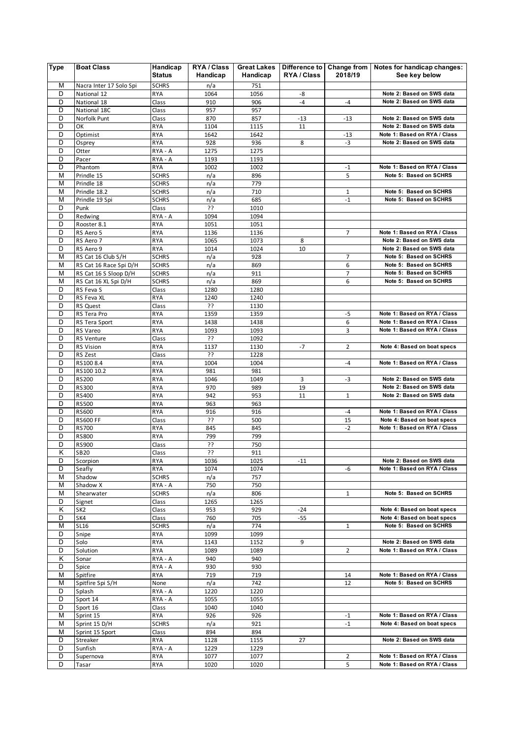| Type | Boat Class | Handicap Status | RYA / Class Handicap | Great Lakes Handicap | Difference to RYA / Class | Change from 2018/19 | Notes for handicap changes: See key below |
|---|---|---|---|---|---|---|---|
| M | Nacra Inter 17 Solo Spi | SCHRS | n/a | 751 | | | |
| D | National 12 | RYA | 1064 | 1056 | -8 | | Note 2: Based on SWS data |
| D | National 18 | Class | 910 | 906 | -4 | -4 | Note 2: Based on SWS data |
| D | National 18C | Class | 957 | 957 | | | |
| D | Norfolk Punt | Class | 870 | 857 | -13 | -13 | Note 2: Based on SWS data |
| D | OK | RYA | 1104 | 1115 | 11 | | Note 2: Based on SWS data |
| D | Optimist | RYA | 1642 | 1642 | | -13 | Note 1: Based on RYA / Class |
| D | Osprey | RYA | 928 | 936 | 8 | -3 | Note 2: Based on SWS data |
| D | Otter | RYA - A | 1275 | 1275 | | | |
| D | Pacer | RYA - A | 1193 | 1193 | | | |
| D | Phantom | RYA | 1002 | 1002 | | -1 | Note 1: Based on RYA / Class |
| M | Prindle 15 | SCHRS | n/a | 896 | | 5 | Note 5: Based on SCHRS |
| M | Prindle 18 | SCHRS | n/a | 779 | | | |
| M | Prindle 18.2 | SCHRS | n/a | 710 | | 1 | Note 5: Based on SCHRS |
| M | Prindle 19 Spi | SCHRS | n/a | 685 | | -1 | Note 5: Based on SCHRS |
| D | Punk | Class | ?? | 1010 | | | |
| D | Redwing | RYA - A | 1094 | 1094 | | | |
| D | Rooster 8.1 | RYA | 1051 | 1051 | | | |
| D | RS Aero 5 | RYA | 1136 | 1136 | | 7 | Note 1: Based on RYA / Class |
| D | RS Aero 7 | RYA | 1065 | 1073 | 8 | | Note 2: Based on SWS data |
| D | RS Aero 9 | RYA | 1014 | 1024 | 10 | | Note 2: Based on SWS data |
| M | RS Cat 16 Club S/H | SCHRS | n/a | 928 | | 7 | Note 5: Based on SCHRS |
| M | RS Cat 16 Race Spi D/H | SCHRS | n/a | 869 | | 6 | Note 5: Based on SCHRS |
| M | RS Cat 16 S Sloop D/H | SCHRS | n/a | 911 | | 7 | Note 5: Based on SCHRS |
| M | RS Cat 16 XL Spi D/H | SCHRS | n/a | 869 | | 6 | Note 5: Based on SCHRS |
| D | RS Feva S | Class | 1280 | 1280 | | | |
| D | RS Feva XL | RYA | 1240 | 1240 | | | |
| D | RS Quest | Class | ?? | 1130 | | | |
| D | RS Tera Pro | RYA | 1359 | 1359 | | -5 | Note 1: Based on RYA / Class |
| D | RS Tera Sport | RYA | 1438 | 1438 | | 6 | Note 1: Based on RYA / Class |
| D | RS Vareo | RYA | 1093 | 1093 | | 3 | Note 1: Based on RYA / Class |
| D | RS Venture | Class | ?? | 1092 | | | |
| D | RS Vision | RYA | 1137 | 1130 | -7 | 2 | Note 4: Based on boat specs |
| D | RS Zest | Class | ?? | 1228 | | | |
| D | RS100 8.4 | RYA | 1004 | 1004 | | -4 | Note 1: Based on RYA / Class |
| D | RS100 10.2 | RYA | 981 | 981 | | | |
| D | RS200 | RYA | 1046 | 1049 | 3 | -3 | Note 2: Based on SWS data |
| D | RS300 | RYA | 970 | 989 | 19 | | Note 2: Based on SWS data |
| D | RS400 | RYA | 942 | 953 | 11 | 1 | Note 2: Based on SWS data |
| D | RS500 | RYA | 963 | 963 | | | |
| D | RS600 | RYA | 916 | 916 | | -4 | Note 1: Based on RYA / Class |
| D | RS600 FF | Class | ?? | 500 | | 15 | Note 4: Based on boat specs |
| D | RS700 | RYA | 845 | 845 | | -2 | Note 1: Based on RYA / Class |
| D | RS800 | RYA | 799 | 799 | | | |
| D | RS900 | Class | ?? | 750 | | | |
| K | SB20 | Class | ?? | 911 | | | |
| D | Scorpion | RYA | 1036 | 1025 | -11 | | Note 2: Based on SWS data |
| D | Seafly | RYA | 1074 | 1074 | | -6 | Note 1: Based on RYA / Class |
| M | Shadow | SCHRS | n/a | 757 | | | |
| M | Shadow X | RYA - A | 750 | 750 | | | |
| M | Shearwater | SCHRS | n/a | 806 | | 1 | Note 5: Based on SCHRS |
| D | Signet | Class | 1265 | 1265 | | | |
| K | SK2 | Class | 953 | 929 | -24 | | Note 4: Based on boat specs |
| D | SK4 | Class | 760 | 705 | -55 | | Note 4: Based on boat specs |
| M | SL16 | SCHRS | n/a | 774 | | 1 | Note 5: Based on SCHRS |
| D | Snipe | RYA | 1099 | 1099 | | | |
| D | Solo | RYA | 1143 | 1152 | 9 | | Note 2: Based on SWS data |
| D | Solution | RYA | 1089 | 1089 | | 2 | Note 1: Based on RYA / Class |
| K | Sonar | RYA - A | 940 | 940 | | | |
| D | Spice | RYA - A | 930 | 930 | | | |
| M | Spitfire | RYA | 719 | 719 | | 14 | Note 1: Based on RYA / Class |
| M | Spitfire Spi S/H | None | n/a | 742 | | 12 | Note 5: Based on SCHRS |
| D | Splash | RYA - A | 1220 | 1220 | | | |
| D | Sport 14 | RYA - A | 1055 | 1055 | | | |
| D | Sport 16 | Class | 1040 | 1040 | | | |
| M | Sprint 15 | RYA | 926 | 926 | | -1 | Note 1: Based on RYA / Class |
| M | Sprint 15 D/H | SCHRS | n/a | 921 | | -1 | Note 4: Based on boat specs |
| M | Sprint 15 Sport | Class | 894 | 894 | | | |
| D | Streaker | RYA | 1128 | 1155 | 27 | | Note 2: Based on SWS data |
| D | Sunfish | RYA - A | 1229 | 1229 | | | |
| D | Supernova | RYA | 1077 | 1077 | | 2 | Note 1: Based on RYA / Class |
| D | Tasar | RYA | 1020 | 1020 | | 5 | Note 1: Based on RYA / Class |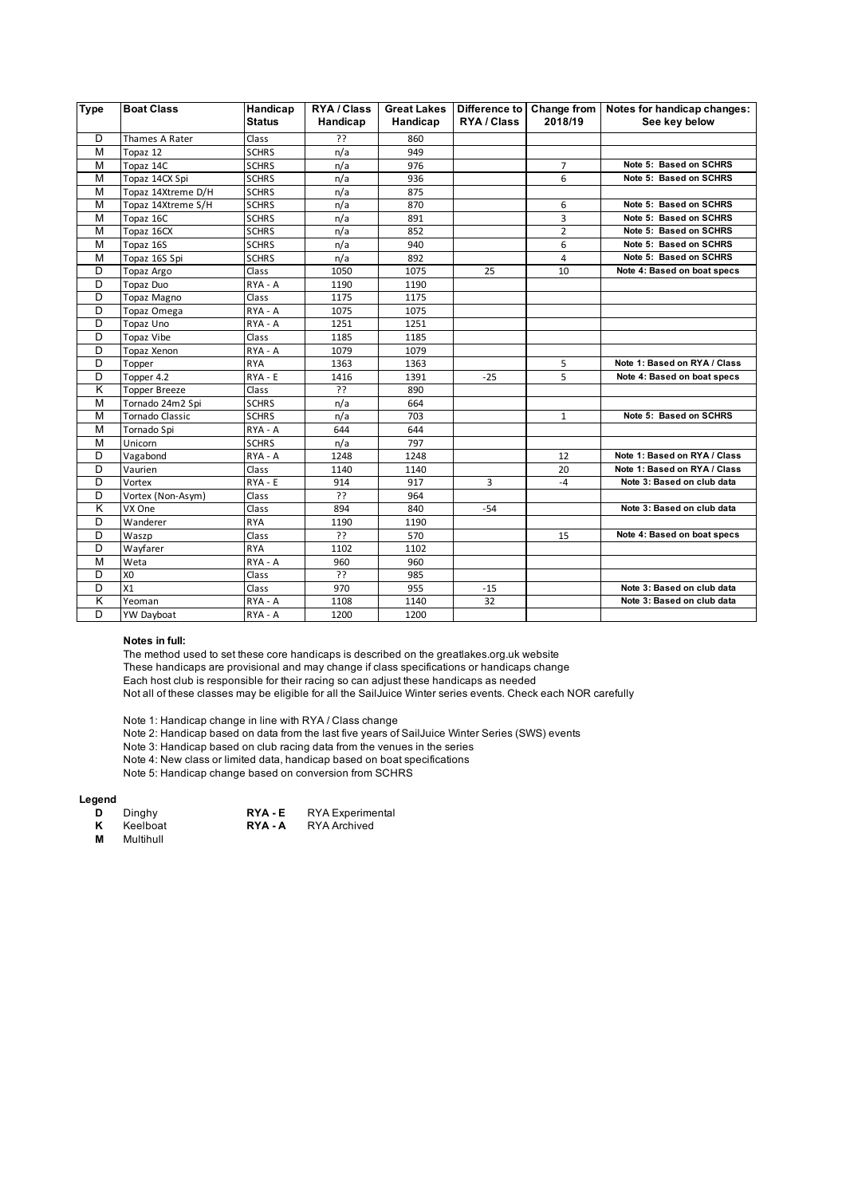| Type | Boat Class | Handicap Status | RYA / Class Handicap | Great Lakes Handicap | Difference to RYA / Class | Change from 2018/19 | Notes for handicap changes: See key below |
|---|---|---|---|---|---|---|---|
| D | Thames A Rater | Class | ?? | 860 | | | |
| M | Topaz 12 | SCHRS | n/a | 949 | | | |
| M | Topaz 14C | SCHRS | n/a | 976 | | 7 | Note 5: Based on SCHRS |
| M | Topaz 14CX Spi | SCHRS | n/a | 936 | | 6 | Note 5: Based on SCHRS |
| M | Topaz 14Xtreme D/H | SCHRS | n/a | 875 | | | |
| M | Topaz 14Xtreme S/H | SCHRS | n/a | 870 | | 6 | Note 5: Based on SCHRS |
| M | Topaz 16C | SCHRS | n/a | 891 | | 3 | Note 5: Based on SCHRS |
| M | Topaz 16CX | SCHRS | n/a | 852 | | 2 | Note 5: Based on SCHRS |
| M | Topaz 16S | SCHRS | n/a | 940 | | 6 | Note 5: Based on SCHRS |
| M | Topaz 16S Spi | SCHRS | n/a | 892 | | 4 | Note 5: Based on SCHRS |
| D | Topaz Argo | Class | 1050 | 1075 | 25 | 10 | Note 4: Based on boat specs |
| D | Topaz Duo | RYA - A | 1190 | 1190 | | | |
| D | Topaz Magno | Class | 1175 | 1175 | | | |
| D | Topaz Omega | RYA - A | 1075 | 1075 | | | |
| D | Topaz Uno | RYA - A | 1251 | 1251 | | | |
| D | Topaz Vibe | Class | 1185 | 1185 | | | |
| D | Topaz Xenon | RYA - A | 1079 | 1079 | | | |
| D | Topper | RYA | 1363 | 1363 | | 5 | Note 1: Based on RYA / Class |
| D | Topper 4.2 | RYA - E | 1416 | 1391 | -25 | 5 | Note 4: Based on boat specs |
| K | Topper Breeze | Class | ?? | 890 | | | |
| M | Tornado 24m2 Spi | SCHRS | n/a | 664 | | | |
| M | Tornado Classic | SCHRS | n/a | 703 | | 1 | Note 5: Based on SCHRS |
| M | Tornado Spi | RYA - A | 644 | 644 | | | |
| M | Unicorn | SCHRS | n/a | 797 | | | |
| D | Vagabond | RYA - A | 1248 | 1248 | | 12 | Note 1: Based on RYA / Class |
| D | Vaurien | Class | 1140 | 1140 | | 20 | Note 1: Based on RYA / Class |
| D | Vortex | RYA - E | 914 | 917 | 3 | -4 | Note 3: Based on club data |
| D | Vortex (Non-Asym) | Class | ?? | 964 | | | |
| K | VX One | Class | 894 | 840 | -54 | | Note 3: Based on club data |
| D | Wanderer | RYA | 1190 | 1190 | | | |
| D | Waszp | Class | ?? | 570 | | 15 | Note 4: Based on boat specs |
| D | Wayfarer | RYA | 1102 | 1102 | | | |
| M | Weta | RYA - A | 960 | 960 | | | |
| D | X0 | Class | ?? | 985 | | | |
| D | X1 | Class | 970 | 955 | -15 | | Note 3: Based on club data |
| K | Yeoman | RYA - A | 1108 | 1140 | 32 | | Note 3: Based on club data |
| D | YW Dayboat | RYA - A | 1200 | 1200 | | | |

**Notes in full:**

The method used to set these core handicaps is described on the greatlakes.org.uk website
These handicaps are provisional and may change if class specifications or handicaps change
Each host club is responsible for their racing so can adjust these handicaps as needed
Not all of these classes may be eligible for all the SailJuice Winter series events. Check each NOR carefully

Note 1: Handicap change in line with RYA / Class change
Note 2: Handicap based on data from the last five years of SailJuice Winter Series (SWS) events
Note 3: Handicap based on club racing data from the venues in the series
Note 4: New class or limited data, handicap based on boat specifications
Note 5: Handicap change based on conversion from SCHRS

**Legend**

**D** Dinghy
**K** Keelboat
**M** Multihull

**RYA - E** RYA Experimental
**RYA - A** RYA Archived